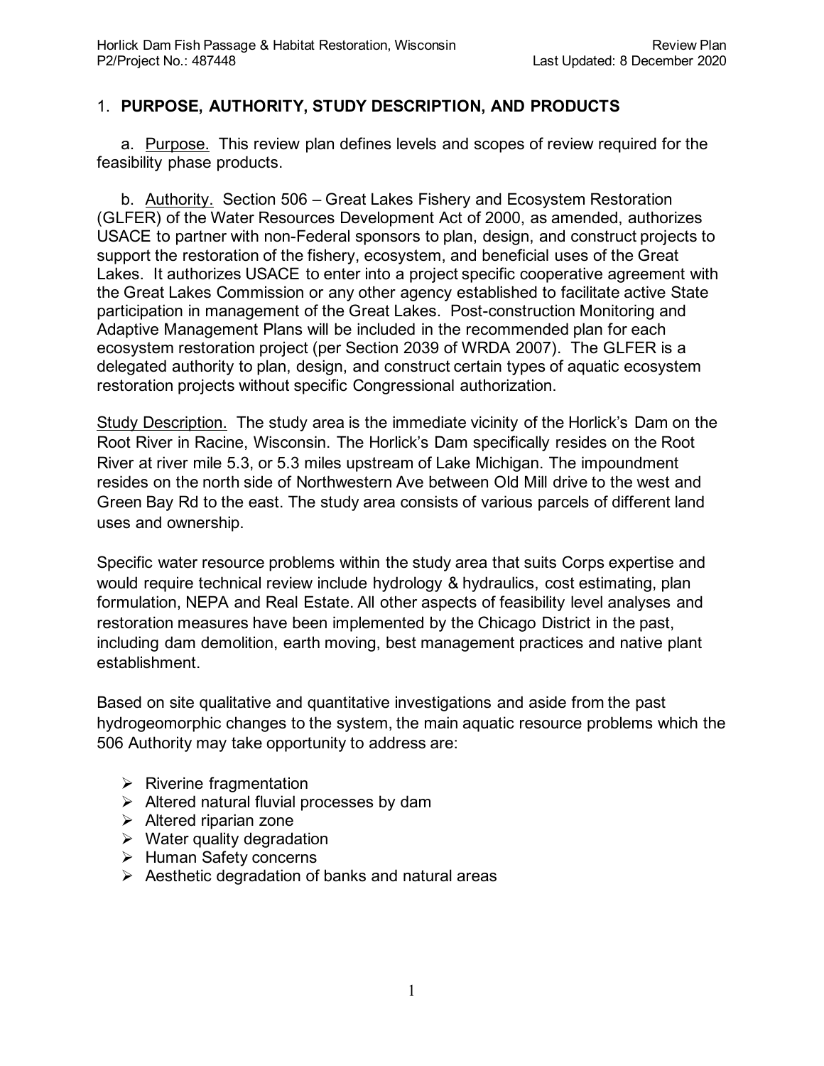## 1. **PURPOSE, AUTHORITY, STUDY DESCRIPTION, AND PRODUCTS**

a. Purpose. This review plan defines levels and scopes of review required for the feasibility phase products.

b. Authority. Section 506 – Great Lakes Fishery and Ecosystem Restoration (GLFER) of the Water Resources Development Act of 2000, as amended, authorizes USACE to partner with non-Federal sponsors to plan, design, and construct projects to support the restoration of the fishery, ecosystem, and beneficial uses of the Great Lakes. It authorizes USACE to enter into a project specific cooperative agreement with the Great Lakes Commission or any other agency established to facilitate active State participation in management of the Great Lakes. Post-construction Monitoring and Adaptive Management Plans will be included in the recommended plan for each ecosystem restoration project (per Section 2039 of WRDA 2007). The GLFER is a delegated authority to plan, design, and construct certain types of aquatic ecosystem restoration projects without specific Congressional authorization.

Study Description. The study area is the immediate vicinity of the Horlick's Dam on the Root River in Racine, Wisconsin. The Horlick's Dam specifically resides on the Root River at river mile 5.3, or 5.3 miles upstream of Lake Michigan. The impoundment resides on the north side of Northwestern Ave between Old Mill drive to the west and Green Bay Rd to the east. The study area consists of various parcels of different land uses and ownership.

Specific water resource problems within the study area that suits Corps expertise and would require technical review include hydrology & hydraulics, cost estimating, plan formulation, NEPA and Real Estate. All other aspects of feasibility level analyses and restoration measures have been implemented by the Chicago District in the past, including dam demolition, earth moving, best management practices and native plant establishment.

Based on site qualitative and quantitative investigations and aside from the past hydrogeomorphic changes to the system, the main aquatic resource problems which the 506 Authority may take opportunity to address are:

- Riverine fragmentation
- Altered natural fluvial processes by dam
- Altered riparian zone
- Water quality degradation
- Human Safety concerns
- Aesthetic degradation of banks and natural areas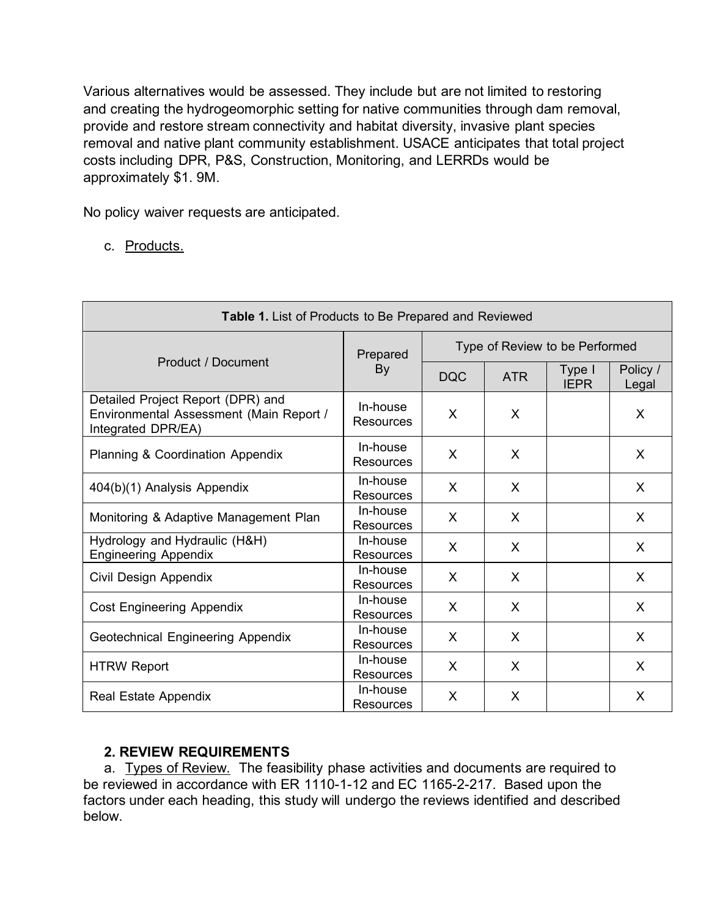Various alternatives would be assessed. They include but are not limited to restoring and creating the hydrogeomorphic setting for native communities through dam removal, provide and restore stream connectivity and habitat diversity, invasive plant species removal and native plant community establishment. USACE anticipates that total project costs including DPR, P&S, Construction, Monitoring, and LERRDs would be approximately $1. 9M.

No policy waiver requests are anticipated.

c. Products.

**Table 1.** List of Products to Be Prepared and Reviewed

| Product / Document | Prepared By | Type of Review to be Performed | | | |
|---|---|---|---|---|---|
| | | DQC | ATR | Type I IEPR | Policy / Legal |
| Detailed Project Report (DPR) and Environmental Assessment (Main Report / Integrated DPR/EA) | In-house Resources | X | X | | X |
| Planning & Coordination Appendix | In-house Resources | X | X | | X |
| 404(b)(1) Analysis Appendix | In-house Resources | X | X | | X |
| Monitoring & Adaptive Management Plan | In-house Resources | X | X | | X |
| Hydrology and Hydraulic (H&H) Engineering Appendix | In-house Resources | X | X | | X |
| Civil Design Appendix | In-house Resources | X | X | | X |
| Cost Engineering Appendix | In-house Resources | X | X | | X |
| Geotechnical Engineering Appendix | In-house Resources | X | X | | X |
| HTRW Report | In-house Resources | X | X | | X |
| Real Estate Appendix | In-house Resources | X | X | | X |

## 2. REVIEW REQUIREMENTS

a. Types of Review. The feasibility phase activities and documents are required to be reviewed in accordance with ER 1110-1-12 and EC 1165-2-217. Based upon the factors under each heading, this study will undergo the reviews identified and described below.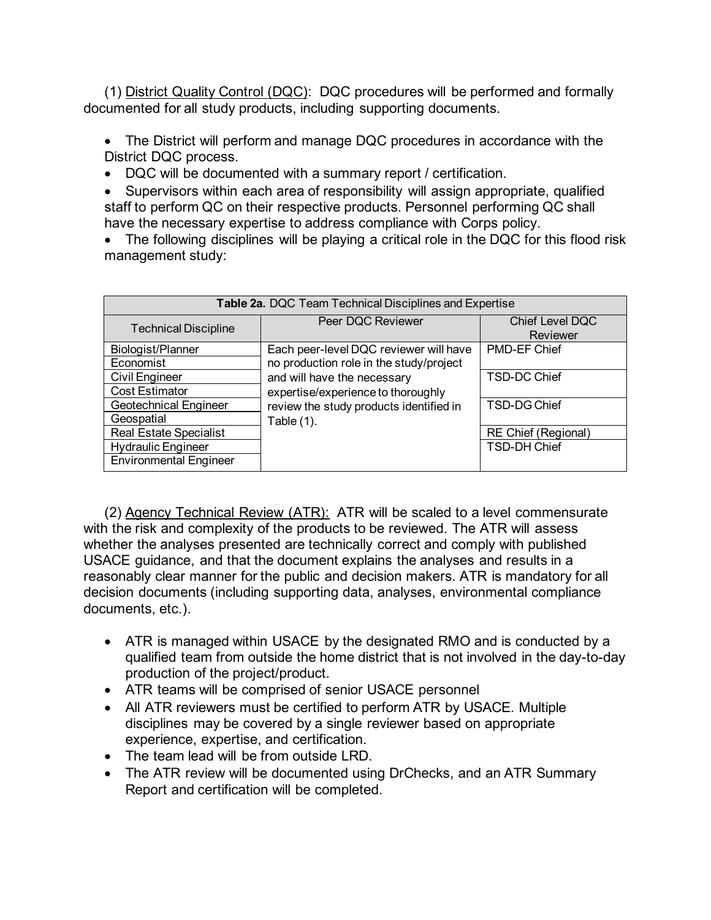(1) District Quality Control (DQC): DQC procedures will be performed and formally documented for all study products, including supporting documents.

- The District will perform and manage DQC procedures in accordance with the District DQC process.
- DQC will be documented with a summary report / certification.
- Supervisors within each area of responsibility will assign appropriate, qualified staff to perform QC on their respective products. Personnel performing QC shall have the necessary expertise to address compliance with Corps policy.
- The following disciplines will be playing a critical role in the DQC for this flood risk management study:

**Table 2a.** DQC Team Technical Disciplines and Expertise

| Technical Discipline | Peer DQC Reviewer | Chief Level DQC Reviewer |
|---|---|---|
| Biologist/Planner | Each peer-level DQC reviewer will have no production role in the study/project and will have the necessary expertise/experience to thoroughly review the study products identified in Table (1). | PMD-EF Chief |
| Economist | | |
| Civil Engineer | | TSD-DC Chief |
| Cost Estimator | | |
| Geotechnical Engineer | | TSD-DG Chief |
| Geospatial | | |
| Real Estate Specialist | | RE Chief (Regional) |
| Hydraulic Engineer | | TSD-DH Chief |
| Environmental Engineer | | |

(2) Agency Technical Review (ATR): ATR will be scaled to a level commensurate with the risk and complexity of the products to be reviewed. The ATR will assess whether the analyses presented are technically correct and comply with published USACE guidance, and that the document explains the analyses and results in a reasonably clear manner for the public and decision makers. ATR is mandatory for all decision documents (including supporting data, analyses, environmental compliance documents, etc.).

- ATR is managed within USACE by the designated RMO and is conducted by a qualified team from outside the home district that is not involved in the day-to-day production of the project/product.
- ATR teams will be comprised of senior USACE personnel
- All ATR reviewers must be certified to perform ATR by USACE. Multiple disciplines may be covered by a single reviewer based on appropriate experience, expertise, and certification.
- The team lead will be from outside LRD.
- The ATR review will be documented using DrChecks, and an ATR Summary Report and certification will be completed.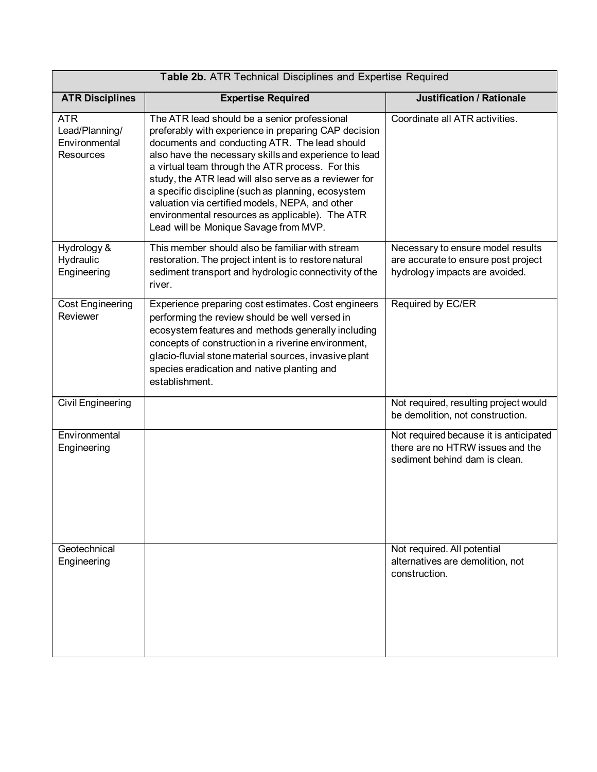**Table 2b.** ATR Technical Disciplines and Expertise Required

| ATR Disciplines | Expertise Required | Justification / Rationale |
| --- | --- | --- |
| ATR Lead/Planning/ Environmental Resources | The ATR lead should be a senior professional preferably with experience in preparing CAP decision documents and conducting ATR. The lead should also have the necessary skills and experience to lead a virtual team through the ATR process. For this study, the ATR lead will also serve as a reviewer for a specific discipline (such as planning, ecosystem valuation via certified models, NEPA, and other environmental resources as applicable). The ATR Lead will be Monique Savage from MVP. | Coordinate all ATR activities. |
| Hydrology & Hydraulic Engineering | This member should also be familiar with stream restoration. The project intent is to restore natural sediment transport and hydrologic connectivity of the river. | Necessary to ensure model results are accurate to ensure post project hydrology impacts are avoided. |
| Cost Engineering Reviewer | Experience preparing cost estimates. Cost engineers performing the review should be well versed in ecosystem features and methods generally including concepts of construction in a riverine environment, glacio-fluvial stone material sources, invasive plant species eradication and native planting and establishment. | Required by EC/ER |
| Civil Engineering | | Not required, resulting project would be demolition, not construction. |
| Environmental Engineering | | Not required because it is anticipated there are no HTRW issues and the sediment behind dam is clean. |
| Geotechnical Engineering | | Not required. All potential alternatives are demolition, not construction. |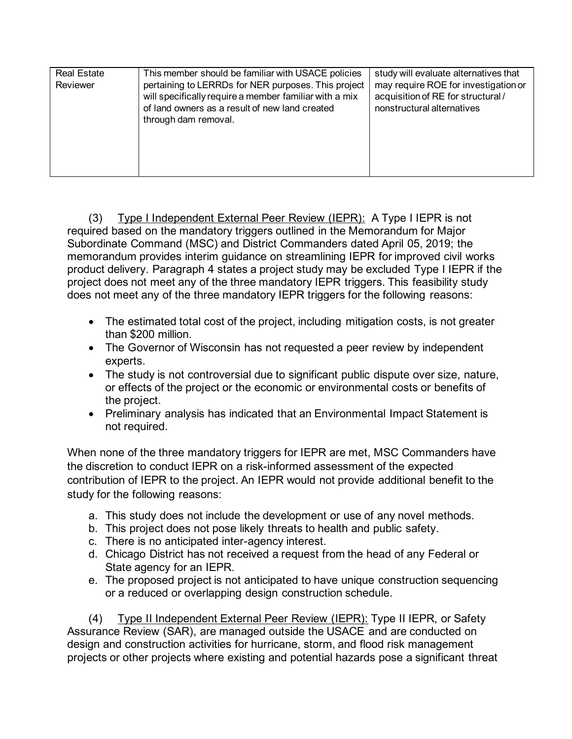| | | |
|---|---|---|
| Real Estate Reviewer | This member should be familiar with USACE policies pertaining to LERRDs for NER purposes. This project will specifically require a member familiar with a mix of land owners as a result of new land created through dam removal. | study will evaluate alternatives that may require ROE for investigation or acquisition of RE for structural / nonstructural alternatives |

(3) Type I Independent External Peer Review (IEPR): A Type I IEPR is not required based on the mandatory triggers outlined in the Memorandum for Major Subordinate Command (MSC) and District Commanders dated April 05, 2019; the memorandum provides interim guidance on streamlining IEPR for improved civil works product delivery. Paragraph 4 states a project study may be excluded Type I IEPR if the project does not meet any of the three mandatory IEPR triggers. This feasibility study does not meet any of the three mandatory IEPR triggers for the following reasons:

- The estimated total cost of the project, including mitigation costs, is not greater than $200 million.
- The Governor of Wisconsin has not requested a peer review by independent experts.
- The study is not controversial due to significant public dispute over size, nature, or effects of the project or the economic or environmental costs or benefits of the project.
- Preliminary analysis has indicated that an Environmental Impact Statement is not required.

When none of the three mandatory triggers for IEPR are met, MSC Commanders have the discretion to conduct IEPR on a risk-informed assessment of the expected contribution of IEPR to the project. An IEPR would not provide additional benefit to the study for the following reasons:

a. This study does not include the development or use of any novel methods.
b. This project does not pose likely threats to health and public safety.
c. There is no anticipated inter-agency interest.
d. Chicago District has not received a request from the head of any Federal or State agency for an IEPR.
e. The proposed project is not anticipated to have unique construction sequencing or a reduced or overlapping design construction schedule.

(4) Type II Independent External Peer Review (IEPR): Type II IEPR, or Safety Assurance Review (SAR), are managed outside the USACE and are conducted on design and construction activities for hurricane, storm, and flood risk management projects or other projects where existing and potential hazards pose a significant threat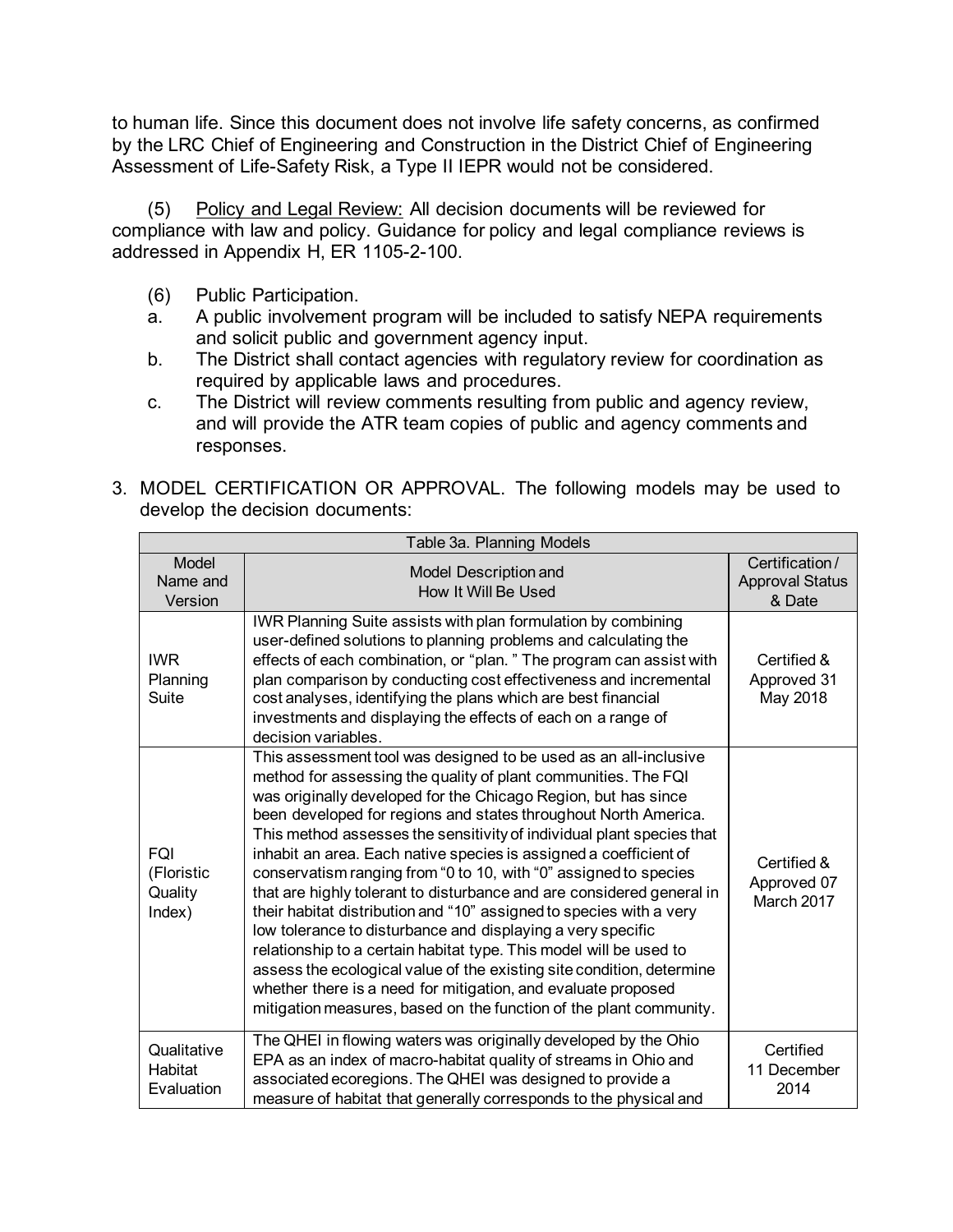to human life. Since this document does not involve life safety concerns, as confirmed by the LRC Chief of Engineering and Construction in the District Chief of Engineering Assessment of Life-Safety Risk, a Type II IEPR would not be considered.

(5) Policy and Legal Review: All decision documents will be reviewed for compliance with law and policy. Guidance for policy and legal compliance reviews is addressed in Appendix H, ER 1105-2-100.

(6) Public Participation.

a. A public involvement program will be included to satisfy NEPA requirements and solicit public and government agency input.

b. The District shall contact agencies with regulatory review for coordination as required by applicable laws and procedures.

c. The District will review comments resulting from public and agency review, and will provide the ATR team copies of public and agency comments and responses.

3. MODEL CERTIFICATION OR APPROVAL. The following models may be used to develop the decision documents:

| Table 3a. Planning Models | | |
|---|---|---|
| Model Name and Version | Model Description and How It Will Be Used | Certification / Approval Status & Date |
| IWR Planning Suite | IWR Planning Suite assists with plan formulation by combining user-defined solutions to planning problems and calculating the effects of each combination, or "plan. " The program can assist with plan comparison by conducting cost effectiveness and incremental cost analyses, identifying the plans which are best financial investments and displaying the effects of each on a range of decision variables. | Certified & Approved 31 May 2018 |
| FQI (Floristic Quality Index) | This assessment tool was designed to be used as an all-inclusive method for assessing the quality of plant communities. The FQI was originally developed for the Chicago Region, but has since been developed for regions and states throughout North America. This method assesses the sensitivity of individual plant species that inhabit an area. Each native species is assigned a coefficient of conservatism ranging from "0 to 10, with "0" assigned to species that are highly tolerant to disturbance and are considered general in their habitat distribution and "10" assigned to species with a very low tolerance to disturbance and displaying a very specific relationship to a certain habitat type. This model will be used to assess the ecological value of the existing site condition, determine whether there is a need for mitigation, and evaluate proposed mitigation measures, based on the function of the plant community. | Certified & Approved 07 March 2017 |
| Qualitative Habitat Evaluation | The QHEI in flowing waters was originally developed by the Ohio EPA as an index of macro-habitat quality of streams in Ohio and associated ecoregions. The QHEI was designed to provide a measure of habitat that generally corresponds to the physical and | Certified 11 December 2014 |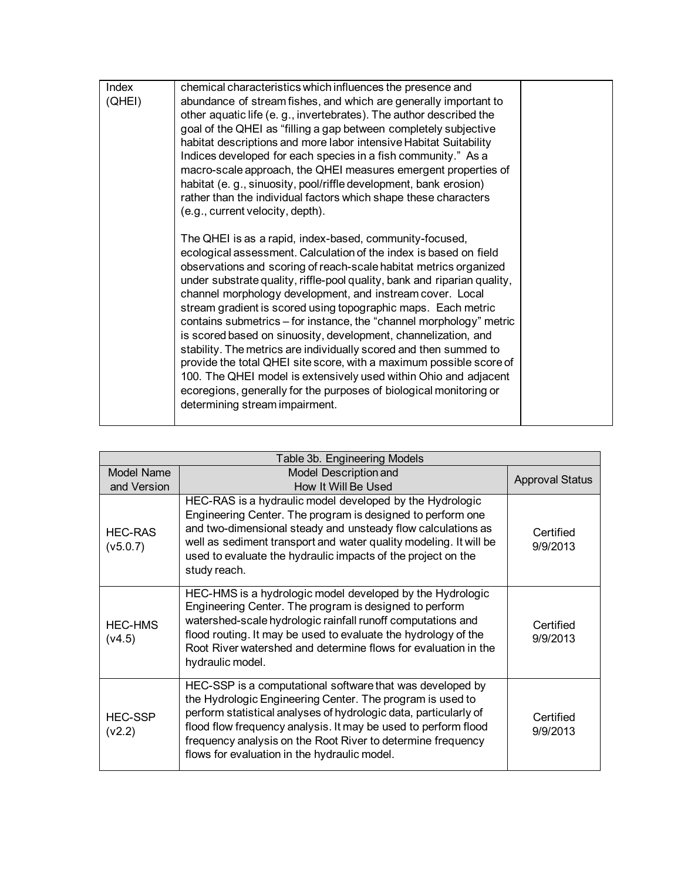| Index (QHEI) | chemical characteristics which influences the presence and abundance of stream fishes, and which are generally important to other aquatic life (e. g., invertebrates). The author described the goal of the QHEI as "filling a gap between completely subjective habitat descriptions and more labor intensive Habitat Suitability Indices developed for each species in a fish community." As a macro-scale approach, the QHEI measures emergent properties of habitat (e. g., sinuosity, pool/riffle development, bank erosion) rather than the individual factors which shape these characters (e.g., current velocity, depth).<br><br>The QHEI is as a rapid, index-based, community-focused, ecological assessment. Calculation of the index is based on field observations and scoring of reach-scale habitat metrics organized under substrate quality, riffle-pool quality, bank and riparian quality, channel morphology development, and instream cover. Local stream gradient is scored using topographic maps. Each metric contains submetrics – for instance, the "channel morphology" metric is scored based on sinuosity, development, channelization, and stability. The metrics are individually scored and then summed to provide the total QHEI site score, with a maximum possible score of 100. The QHEI model is extensively used within Ohio and adjacent ecoregions, generally for the purposes of biological monitoring or determining stream impairment. | |
|---|---|---|

| Table 3b. Engineering Models | | |
|---|---|---|
| Model Name and Version | Model Description and How It Will Be Used | Approval Status |
| HEC-RAS (v5.0.7) | HEC-RAS is a hydraulic model developed by the Hydrologic Engineering Center. The program is designed to perform one and two-dimensional steady and unsteady flow calculations as well as sediment transport and water quality modeling. It will be used to evaluate the hydraulic impacts of the project on the study reach. | Certified 9/9/2013 |
| HEC-HMS (v4.5) | HEC-HMS is a hydrologic model developed by the Hydrologic Engineering Center. The program is designed to perform watershed-scale hydrologic rainfall runoff computations and flood routing. It may be used to evaluate the hydrology of the Root River watershed and determine flows for evaluation in the hydraulic model. | Certified 9/9/2013 |
| HEC-SSP (v2.2) | HEC-SSP is a computational software that was developed by the Hydrologic Engineering Center. The program is used to perform statistical analyses of hydrologic data, particularly of flood flow frequency analysis. It may be used to perform flood frequency analysis on the Root River to determine frequency flows for evaluation in the hydraulic model. | Certified 9/9/2013 |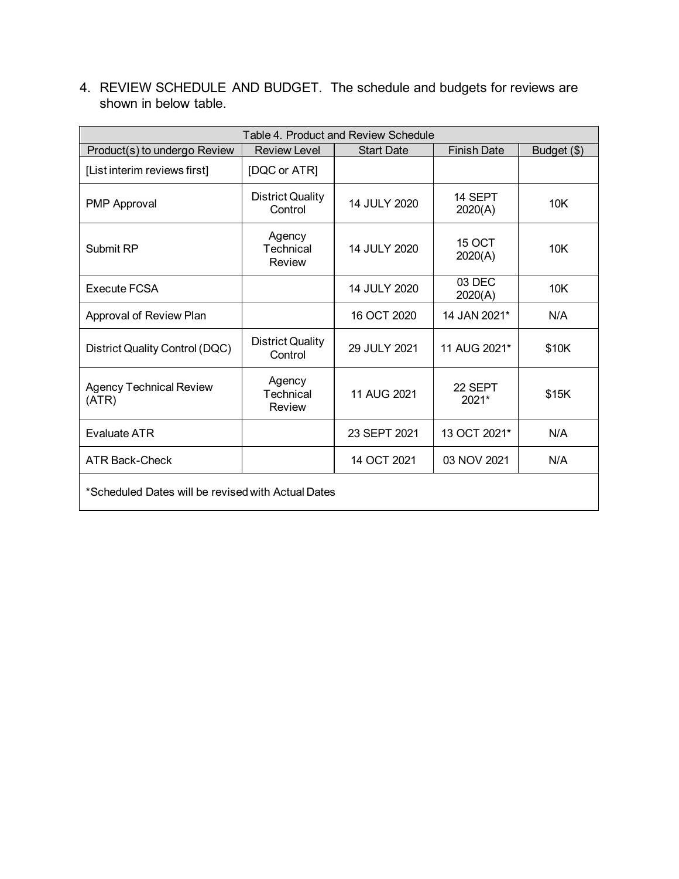4. REVIEW SCHEDULE AND BUDGET. The schedule and budgets for reviews are shown in below table.

| Table 4. Product and Review Schedule | | | | |
|---|---|---|---|---|
| Product(s) to undergo Review | Review Level | Start Date | Finish Date | Budget ($) |
| [List interim reviews first] | [DQC or ATR] | | | |
| PMP Approval | District Quality Control | 14 JULY 2020 | 14 SEPT 2020(A) | 10K |
| Submit RP | Agency Technical Review | 14 JULY 2020 | 15 OCT 2020(A) | 10K |
| Execute FCSA | | 14 JULY 2020 | 03 DEC 2020(A) | 10K |
| Approval of Review Plan | | 16 OCT 2020 | 14 JAN 2021* | N/A |
| District Quality Control (DQC) | District Quality Control | 29 JULY 2021 | 11 AUG 2021* | $10K |
| Agency Technical Review (ATR) | Agency Technical Review | 11 AUG 2021 | 22 SEPT 2021* | $15K |
| Evaluate ATR | | 23 SEPT 2021 | 13 OCT 2021* | N/A |
| ATR Back-Check | | 14 OCT 2021 | 03 NOV 2021 | N/A |
| *Scheduled Dates will be revised with Actual Dates | | | | |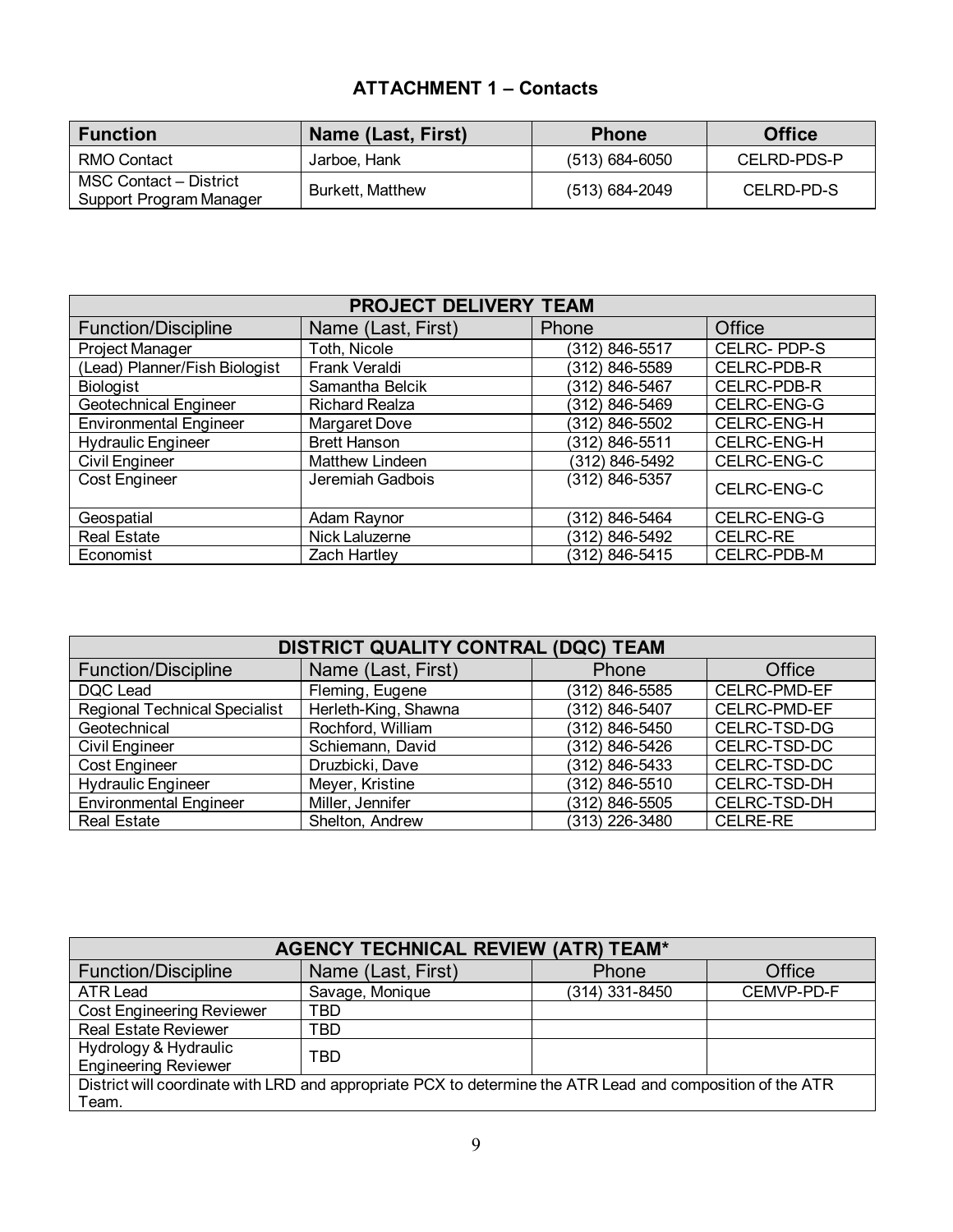## ATTACHMENT 1 – Contacts

| Function | Name (Last, First) | Phone | Office |
|---|---|---|---|
| RMO Contact | Jarboe, Hank | (513) 684-6050 | CELRD-PDS-P |
| MSC Contact – District Support Program Manager | Burkett, Matthew | (513) 684-2049 | CELRD-PD-S |

| PROJECT DELIVERY TEAM | | | |
|---|---|---|---|
| Function/Discipline | Name (Last, First) | Phone | Office |
| Project Manager | Toth, Nicole | (312) 846-5517 | CELRC- PDP-S |
| (Lead) Planner/Fish Biologist | Frank Veraldi | (312) 846-5589 | CELRC-PDB-R |
| Biologist | Samantha Belcik | (312) 846-5467 | CELRC-PDB-R |
| Geotechnical Engineer | Richard Realza | (312) 846-5469 | CELRC-ENG-G |
| Environmental Engineer | Margaret Dove | (312) 846-5502 | CELRC-ENG-H |
| Hydraulic Engineer | Brett Hanson | (312) 846-5511 | CELRC-ENG-H |
| Civil Engineer | Matthew Lindeen | (312) 846-5492 | CELRC-ENG-C |
| Cost Engineer | Jeremiah Gadbois | (312) 846-5357 | CELRC-ENG-C |
| Geospatial | Adam Raynor | (312) 846-5464 | CELRC-ENG-G |
| Real Estate | Nick Laluzerne | (312) 846-5492 | CELRC-RE |
| Economist | Zach Hartley | (312) 846-5415 | CELRC-PDB-M |

| DISTRICT QUALITY CONTRAL (DQC) TEAM | | | |
|---|---|---|---|
| Function/Discipline | Name (Last, First) | Phone | Office |
| DQC Lead | Fleming, Eugene | (312) 846-5585 | CELRC-PMD-EF |
| Regional Technical Specialist | Herleth-King, Shawna | (312) 846-5407 | CELRC-PMD-EF |
| Geotechnical | Rochford, William | (312) 846-5450 | CELRC-TSD-DG |
| Civil Engineer | Schiemann, David | (312) 846-5426 | CELRC-TSD-DC |
| Cost Engineer | Druzbicki, Dave | (312) 846-5433 | CELRC-TSD-DC |
| Hydraulic Engineer | Meyer, Kristine | (312) 846-5510 | CELRC-TSD-DH |
| Environmental Engineer | Miller, Jennifer | (312) 846-5505 | CELRC-TSD-DH |
| Real Estate | Shelton, Andrew | (313) 226-3480 | CELRE-RE |

| AGENCY TECHNICAL REVIEW (ATR) TEAM* | | | |
|---|---|---|---|
| Function/Discipline | Name (Last, First) | Phone | Office |
| ATR Lead | Savage, Monique | (314) 331-8450 | CEMVP-PD-F |
| Cost Engineering Reviewer | TBD | | |
| Real Estate Reviewer | TBD | | |
| Hydrology & Hydraulic Engineering Reviewer | TBD | | |
| District will coordinate with LRD and appropriate PCX to determine the ATR Lead and composition of the ATR Team. | | | |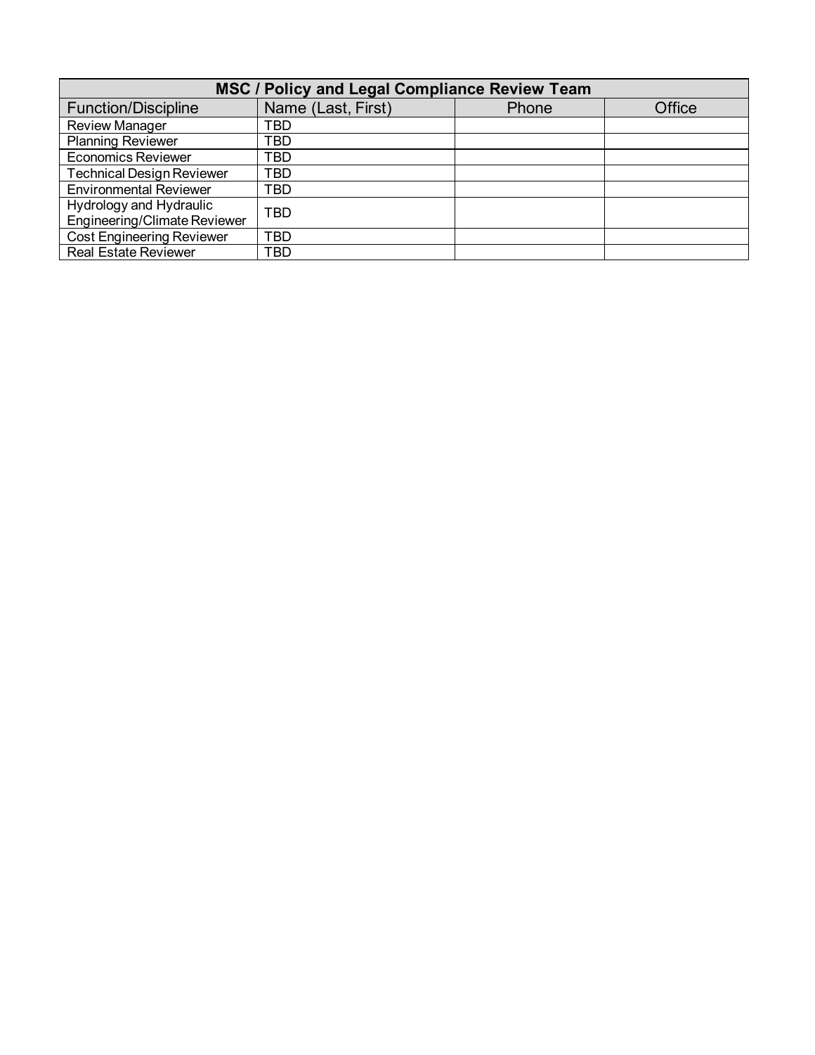| MSC / Policy and Legal Compliance Review Team | | | |
|---|---|---|---|
| Function/Discipline | Name (Last, First) | Phone | Office |
| Review Manager | TBD | | |
| Planning Reviewer | TBD | | |
| Economics Reviewer | TBD | | |
| Technical Design Reviewer | TBD | | |
| Environmental Reviewer | TBD | | |
| Hydrology and Hydraulic Engineering/Climate Reviewer | TBD | | |
| Cost Engineering Reviewer | TBD | | |
| Real Estate Reviewer | TBD | | |